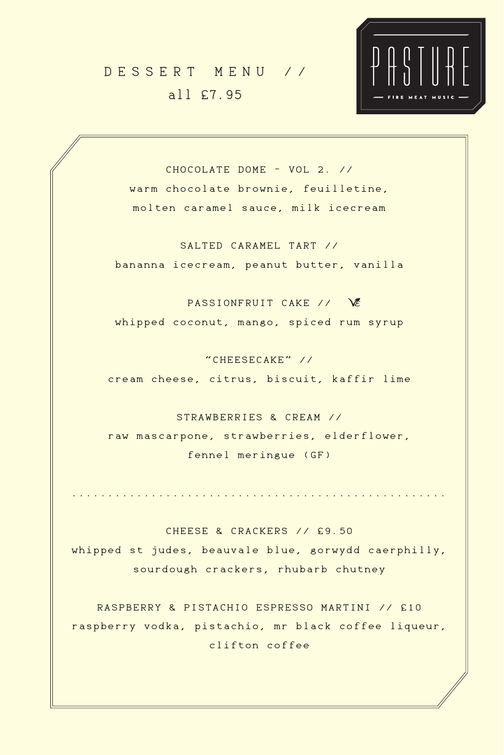# PASTURE

FIRE MEAT MUSIC

## DESSERT MENU //

all £7.95

**CHOCOLATE DOME - VOL 2. //**
warm chocolate brownie, feuilletine,
molten caramel sauce, milk icecream

**SALTED CARAMEL TART //**
bananna icecream, peanut butter, vanilla

**PASSIONFRUIT CAKE //** VE
whipped coconut, mango, spiced rum syrup

**"CHEESECAKE" //**
cream cheese, citrus, biscuit, kaffir lime

**STRAWBERRIES & CREAM //**
raw mascarpone, strawberries, elderflower,
fennel meringue (GF)

---

**CHEESE & CRACKERS // £9.50**
whipped st judes, beauvale blue, gorwydd caerphilly,
sourdough crackers, rhubarb chutney

**RASPBERRY & PISTACHIO ESPRESSO MARTINI // £10**
raspberry vodka, pistachio, mr black coffee liqueur,
clifton coffee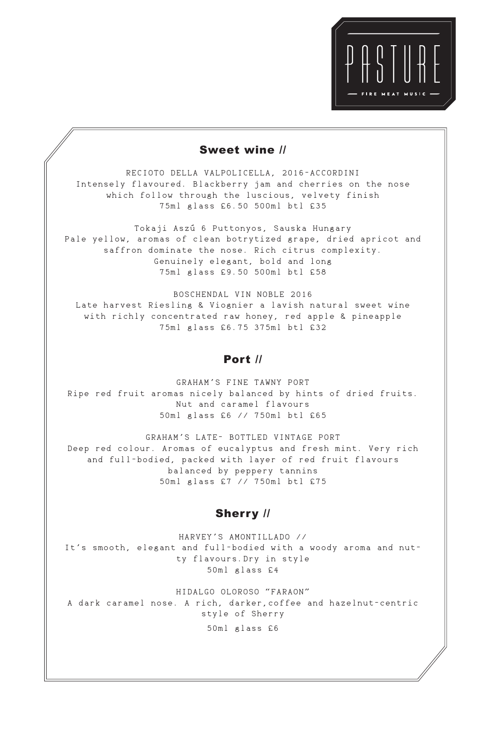PASTURE

FIRE MEAT MUSIC

## Sweet wine //

RECIOTO DELLA VALPOLICELLA, 2016-ACCORDINI
Intensely flavoured. Blackberry jam and cherries on the nose which follow through the luscious, velvety finish
75ml glass £6.50 500ml btl £35

Tokaji Aszú 6 Puttonyos, Sauska Hungary
Pale yellow, aromas of clean botrytized grape, dried apricot and saffron dominate the nose. Rich citrus complexity. Genuinely elegant, bold and long
75ml glass £9.50 500ml btl £58

BOSCHENDAL VIN NOBLE 2016
Late harvest Riesling & Viognier a lavish natural sweet wine with richly concentrated raw honey, red apple & pineapple
75ml glass £6.75 375ml btl £32

## Port //

GRAHAM'S FINE TAWNY PORT
Ripe red fruit aromas nicely balanced by hints of dried fruits. Nut and caramel flavours
50ml glass £6 // 750ml btl £65

GRAHAM'S LATE- BOTTLED VINTAGE PORT
Deep red colour. Aromas of eucalyptus and fresh mint. Very rich and full-bodied, packed with layer of red fruit flavours balanced by peppery tannins
50ml glass £7 // 750ml btl £75

## Sherry //

HARVEY'S AMONTILLADO //
It's smooth, elegant and full-bodied with a woody aroma and nutty flavours.Dry in style
50ml glass £4

HIDALGO OLOROSO "FARAON"
A dark caramel nose. A rich, darker,coffee and hazelnut-centric style of Sherry
50ml glass £6